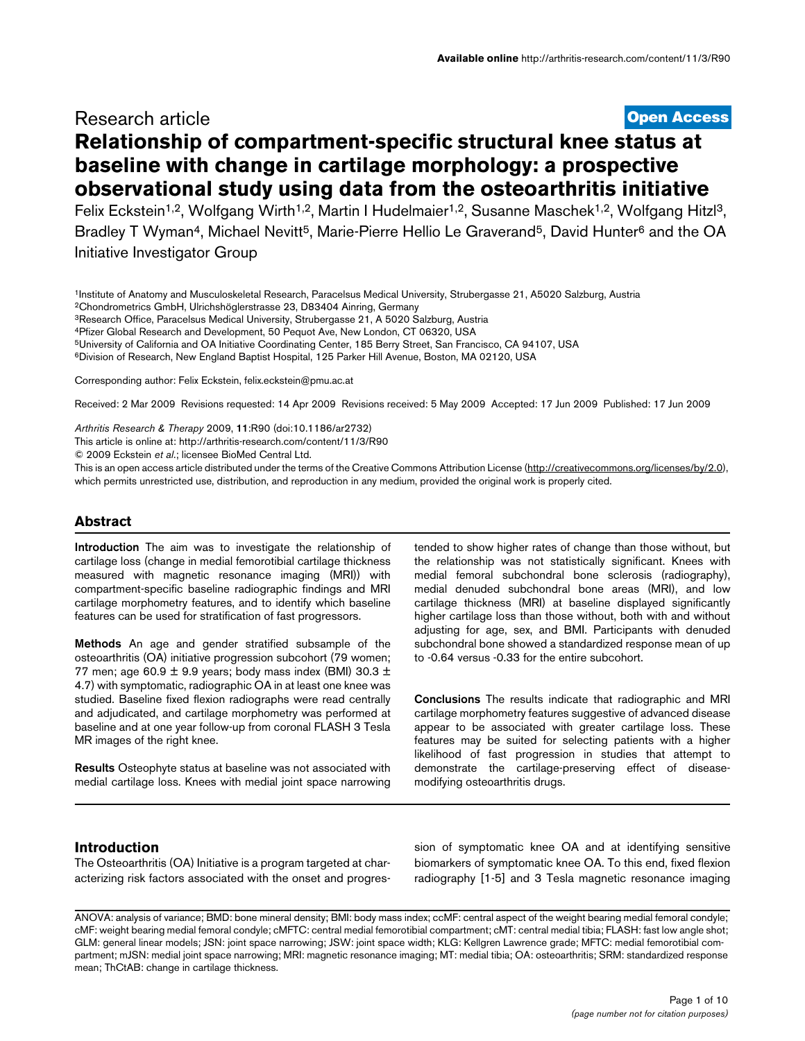Research article

**Open Access**

# Relationship of compartment-specific structural knee status at baseline with change in cartilage morphology: a prospective observational study using data from the osteoarthritis initiative

Felix Eckstein[1,2], Wolfgang Wirth[1,2], Martin I Hudelmaier[1,2], Susanne Maschek[1,2], Wolfgang Hitzl[3], Bradley T Wyman[4], Michael Nevitt[5], Marie-Pierre Hellio Le Graverand[5], David Hunter[6] and the OA Initiative Investigator Group

[1]Institute of Anatomy and Musculoskeletal Research, Paracelsus Medical University, Strubergasse 21, A5020 Salzburg, Austria
[2]Chondrometrics GmbH, Ulrichshöglerstrasse 23, D83404 Ainring, Germany
[3]Research Office, Paracelsus Medical University, Strubergasse 21, A 5020 Salzburg, Austria
[4]Pfizer Global Research and Development, 50 Pequot Ave, New London, CT 06320, USA
[5]University of California and OA Initiative Coordinating Center, 185 Berry Street, San Francisco, CA 94107, USA
[6]Division of Research, New England Baptist Hospital, 125 Parker Hill Avenue, Boston, MA 02120, USA

Corresponding author: Felix Eckstein, felix.eckstein@pmu.ac.at

Received: 2 Mar 2009 Revisions requested: 14 Apr 2009 Revisions received: 5 May 2009 Accepted: 17 Jun 2009 Published: 17 Jun 2009

*Arthritis Research & Therapy* 2009, **11**:R90 (doi:10.1186/ar2732)
This article is online at: http://arthritis-research.com/content/11/3/R90
© 2009 Eckstein *et al.*; licensee BioMed Central Ltd.
This is an open access article distributed under the terms of the Creative Commons Attribution License (http://creativecommons.org/licenses/by/2.0), which permits unrestricted use, distribution, and reproduction in any medium, provided the original work is properly cited.

## Abstract

**Introduction** The aim was to investigate the relationship of cartilage loss (change in medial femorotibial cartilage thickness measured with magnetic resonance imaging (MRI)) with compartment-specific baseline radiographic findings and MRI cartilage morphometry features, and to identify which baseline features can be used for stratification of fast progressors.

**Methods** An age and gender stratified subsample of the osteoarthritis (OA) initiative progression subcohort (79 women; 77 men; age 60.9 ± 9.9 years; body mass index (BMI) 30.3 ± 4.7) with symptomatic, radiographic OA in at least one knee was studied. Baseline fixed flexion radiographs were read centrally and adjudicated, and cartilage morphometry was performed at baseline and at one year follow-up from coronal FLASH 3 Tesla MR images of the right knee.

**Results** Osteophyte status at baseline was not associated with medial cartilage loss. Knees with medial joint space narrowing tended to show higher rates of change than those without, but the relationship was not statistically significant. Knees with medial femoral subchondral bone sclerosis (radiography), medial denuded subchondral bone areas (MRI), and low cartilage thickness (MRI) at baseline displayed significantly higher cartilage loss than those without, both with and without adjusting for age, sex, and BMI. Participants with denuded subchondral bone showed a standardized response mean of up to -0.64 versus -0.33 for the entire subcohort.

**Conclusions** The results indicate that radiographic and MRI cartilage morphometry features suggestive of advanced disease appear to be associated with greater cartilage loss. These features may be suited for selecting patients with a higher likelihood of fast progression in studies that attempt to demonstrate the cartilage-preserving effect of disease-modifying osteoarthritis drugs.

## Introduction

The Osteoarthritis (OA) Initiative is a program targeted at characterizing risk factors associated with the onset and progression of symptomatic knee OA and at identifying sensitive biomarkers of symptomatic knee OA. To this end, fixed flexion radiography [1-5] and 3 Tesla magnetic resonance imaging

ANOVA: analysis of variance; BMD: bone mineral density; BMI: body mass index; ccMF: central aspect of the weight bearing medial femoral condyle; cMF: weight bearing medial femoral condyle; cMFTC: central medial femorotibial compartment; cMT: central medial tibia; FLASH: fast low angle shot; GLM: general linear models; JSN: joint space narrowing; JSW: joint space width; KLG: Kellgren Lawrence grade; MFTC: medial femorotibial compartment; mJSN: medial joint space narrowing; MRI: magnetic resonance imaging; MT: medial tibia; OA: osteoarthritis; SRM: standardized response mean; ThCtAB: change in cartilage thickness.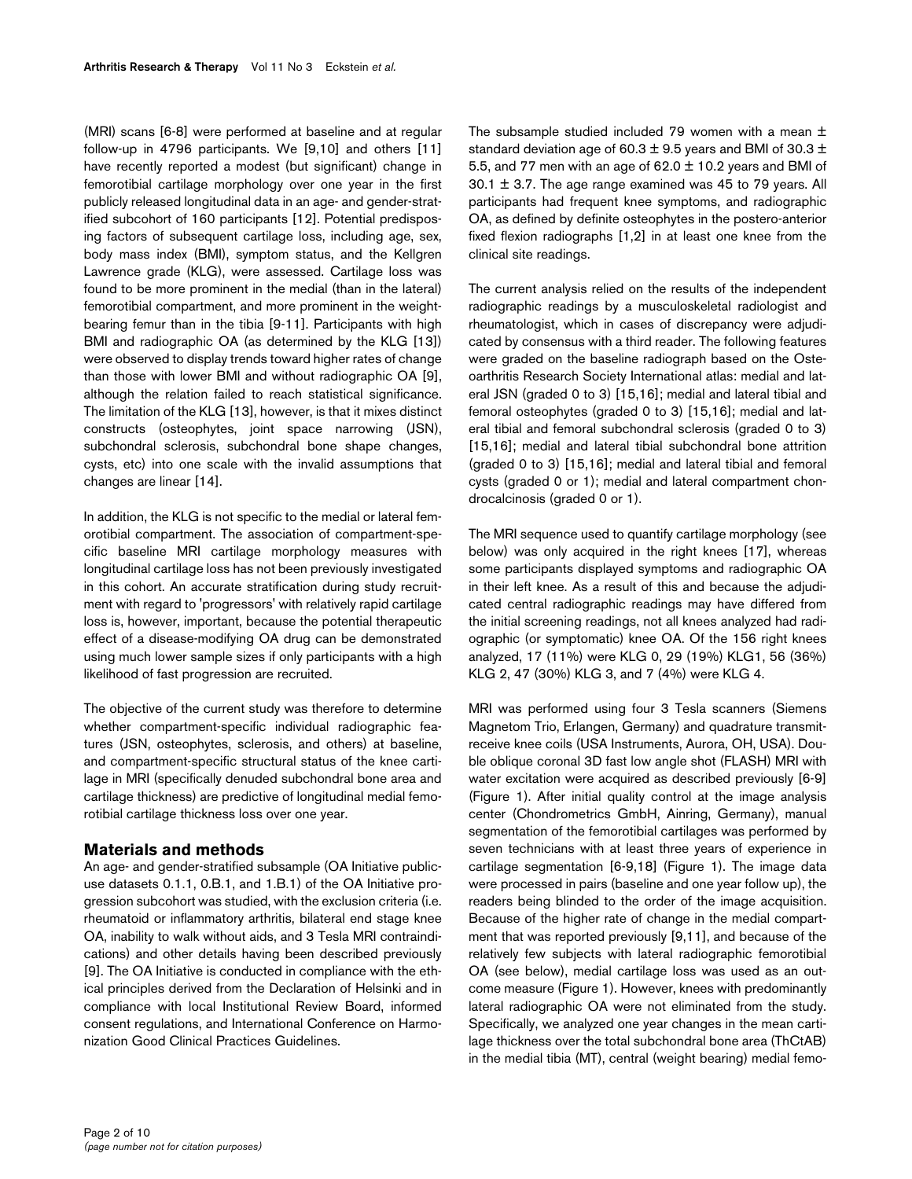(MRI) scans [6-8] were performed at baseline and at regular follow-up in 4796 participants. We [9,10] and others [11] have recently reported a modest (but significant) change in femorotibial cartilage morphology over one year in the first publicly released longitudinal data in an age- and gender-stratified subcohort of 160 participants [12]. Potential predisposing factors of subsequent cartilage loss, including age, sex, body mass index (BMI), symptom status, and the Kellgren Lawrence grade (KLG), were assessed. Cartilage loss was found to be more prominent in the medial (than in the lateral) femorotibial compartment, and more prominent in the weight-bearing femur than in the tibia [9-11]. Participants with high BMI and radiographic OA (as determined by the KLG [13]) were observed to display trends toward higher rates of change than those with lower BMI and without radiographic OA [9], although the relation failed to reach statistical significance. The limitation of the KLG [13], however, is that it mixes distinct constructs (osteophytes, joint space narrowing (JSN), subchondral sclerosis, subchondral bone shape changes, cysts, etc) into one scale with the invalid assumptions that changes are linear [14].

In addition, the KLG is not specific to the medial or lateral femorotibial compartment. The association of compartment-specific baseline MRI cartilage morphology measures with longitudinal cartilage loss has not been previously investigated in this cohort. An accurate stratification during study recruitment with regard to 'progressors' with relatively rapid cartilage loss is, however, important, because the potential therapeutic effect of a disease-modifying OA drug can be demonstrated using much lower sample sizes if only participants with a high likelihood of fast progression are recruited.

The objective of the current study was therefore to determine whether compartment-specific individual radiographic features (JSN, osteophytes, sclerosis, and others) at baseline, and compartment-specific structural status of the knee cartilage in MRI (specifically denuded subchondral bone area and cartilage thickness) are predictive of longitudinal medial femorotibial cartilage thickness loss over one year.

## Materials and methods

An age- and gender-stratified subsample (OA Initiative public-use datasets 0.1.1, 0.B.1, and 1.B.1) of the OA Initiative progression subcohort was studied, with the exclusion criteria (i.e. rheumatoid or inflammatory arthritis, bilateral end stage knee OA, inability to walk without aids, and 3 Tesla MRI contraindications) and other details having been described previously [9]. The OA Initiative is conducted in compliance with the ethical principles derived from the Declaration of Helsinki and in compliance with local Institutional Review Board, informed consent regulations, and International Conference on Harmonization Good Clinical Practices Guidelines.

The subsample studied included 79 women with a mean $\pm$ standard deviation age of $60.3 \pm 9.5$ years and BMI of $30.3 \pm 5.5$, and 77 men with an age of $62.0 \pm 10.2$ years and BMI of $30.1 \pm 3.7$. The age range examined was 45 to 79 years. All participants had frequent knee symptoms, and radiographic OA, as defined by definite osteophytes in the postero-anterior fixed flexion radiographs [1,2] in at least one knee from the clinical site readings.

The current analysis relied on the results of the independent radiographic readings by a musculoskeletal radiologist and rheumatologist, which in cases of discrepancy were adjudicated by consensus with a third reader. The following features were graded on the baseline radiograph based on the Osteoarthritis Research Society International atlas: medial and lateral JSN (graded 0 to 3) [15,16]; medial and lateral tibial and femoral osteophytes (graded 0 to 3) [15,16]; medial and lateral tibial and femoral subchondral sclerosis (graded 0 to 3) [15,16]; medial and lateral tibial subchondral bone attrition (graded 0 to 3) [15,16]; medial and lateral tibial and femoral cysts (graded 0 or 1); medial and lateral compartment chondrocalcinosis (graded 0 or 1).

The MRI sequence used to quantify cartilage morphology (see below) was only acquired in the right knees [17], whereas some participants displayed symptoms and radiographic OA in their left knee. As a result of this and because the adjudicated central radiographic readings may have differed from the initial screening readings, not all knees analyzed had radiographic (or symptomatic) knee OA. Of the 156 right knees analyzed, 17 (11%) were KLG 0, 29 (19%) KLG1, 56 (36%) KLG 2, 47 (30%) KLG 3, and 7 (4%) were KLG 4.

MRI was performed using four 3 Tesla scanners (Siemens Magnetom Trio, Erlangen, Germany) and quadrature transmit-receive knee coils (USA Instruments, Aurora, OH, USA). Double oblique coronal 3D fast low angle shot (FLASH) MRI with water excitation were acquired as described previously [6-9] (Figure 1). After initial quality control at the image analysis center (Chondrometrics GmbH, Ainring, Germany), manual segmentation of the femorotibial cartilages was performed by seven technicians with at least three years of experience in cartilage segmentation [6-9,18] (Figure 1). The image data were processed in pairs (baseline and one year follow up), the readers being blinded to the order of the image acquisition. Because of the higher rate of change in the medial compartment that was reported previously [9,11], and because of the relatively few subjects with lateral radiographic femorotibial OA (see below), medial cartilage loss was used as an outcome measure (Figure 1). However, knees with predominantly lateral radiographic OA were not eliminated from the study. Specifically, we analyzed one year changes in the mean cartilage thickness over the total subchondral bone area (ThCtAB) in the medial tibia (MT), central (weight bearing) medial femo-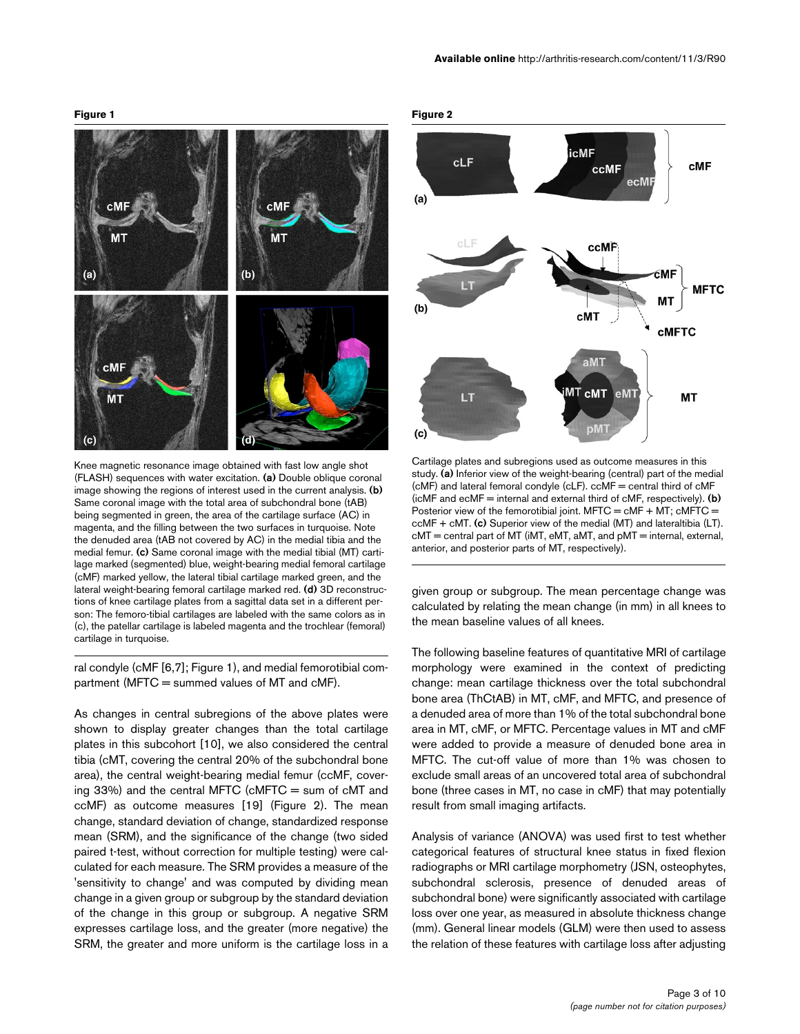**Figure 1**

Knee magnetic resonance image obtained with fast low angle shot (FLASH) sequences with water excitation. **(a)** Double oblique coronal image showing the regions of interest used in the current analysis. **(b)** Same coronal image with the total area of subchondral bone (tAB) being segmented in green, the area of the cartilage surface (AC) in magenta, and the filling between the two surfaces in turquoise. Note the denuded area (tAB not covered by AC) in the medial tibia and the medial femur. **(c)** Same coronal image with the medial tibial (MT) cartilage marked (segmented) blue, weight-bearing medial femoral cartilage (cMF) marked yellow, the lateral tibial cartilage marked green, and the lateral weight-bearing femoral cartilage marked red. **(d)** 3D reconstructions of knee cartilage plates from a sagittal data set in a different person: The femoro-tibial cartilages are labeled with the same colors as in (c), the patellar cartilage is labeled magenta and the trochlear (femoral) cartilage in turquoise.

**Figure 2**

Cartilage plates and subregions used as outcome measures in this study. **(a)** Inferior view of the weight-bearing (central) part of the medial (cMF) and lateral femoral condyle (cLF). ccMF = central third of cMF (icMF and ecMF = internal and external third of cMF, respectively). **(b)** Posterior view of the femorotibial joint. MFTC = cMF + MT; cMFTC = ccMF + cMT. **(c)** Superior view of the medial (MT) and lateraltibia (LT). cMT = central part of MT (iMT, eMT, aMT, and pMT = internal, external, anterior, and posterior parts of MT, respectively).

ral condyle (cMF [6,7]; Figure 1), and medial femorotibial compartment (MFTC = summed values of MT and cMF).

As changes in central subregions of the above plates were shown to display greater changes than the total cartilage plates in this subcohort [10], we also considered the central tibia (cMT, covering the central 20% of the subchondral bone area), the central weight-bearing medial femur (ccMF, covering 33%) and the central MFTC (cMFTC = sum of cMT and ccMF) as outcome measures [19] (Figure 2). The mean change, standard deviation of change, standardized response mean (SRM), and the significance of the change (two sided paired t-test, without correction for multiple testing) were calculated for each measure. The SRM provides a measure of the 'sensitivity to change' and was computed by dividing mean change in a given group or subgroup by the standard deviation of the change in this group or subgroup. A negative SRM expresses cartilage loss, and the greater (more negative) the SRM, the greater and more uniform is the cartilage loss in a given group or subgroup. The mean percentage change was calculated by relating the mean change (in mm) in all knees to the mean baseline values of all knees.

The following baseline features of quantitative MRI of cartilage morphology were examined in the context of predicting change: mean cartilage thickness over the total subchondral bone area (ThCtAB) in MT, cMF, and MFTC, and presence of a denuded area of more than 1% of the total subchondral bone area in MT, cMF, or MFTC. Percentage values in MT and cMF were added to provide a measure of denuded bone area in MFTC. The cut-off value of more than 1% was chosen to exclude small areas of an uncovered total area of subchondral bone (three cases in MT, no case in cMF) that may potentially result from small imaging artifacts.

Analysis of variance (ANOVA) was used first to test whether categorical features of structural knee status in fixed flexion radiographs or MRI cartilage morphometry (JSN, osteophytes, subchondral sclerosis, presence of denuded areas of subchondral bone) were significantly associated with cartilage loss over one year, as measured in absolute thickness change (mm). General linear models (GLM) were then used to assess the relation of these features with cartilage loss after adjusting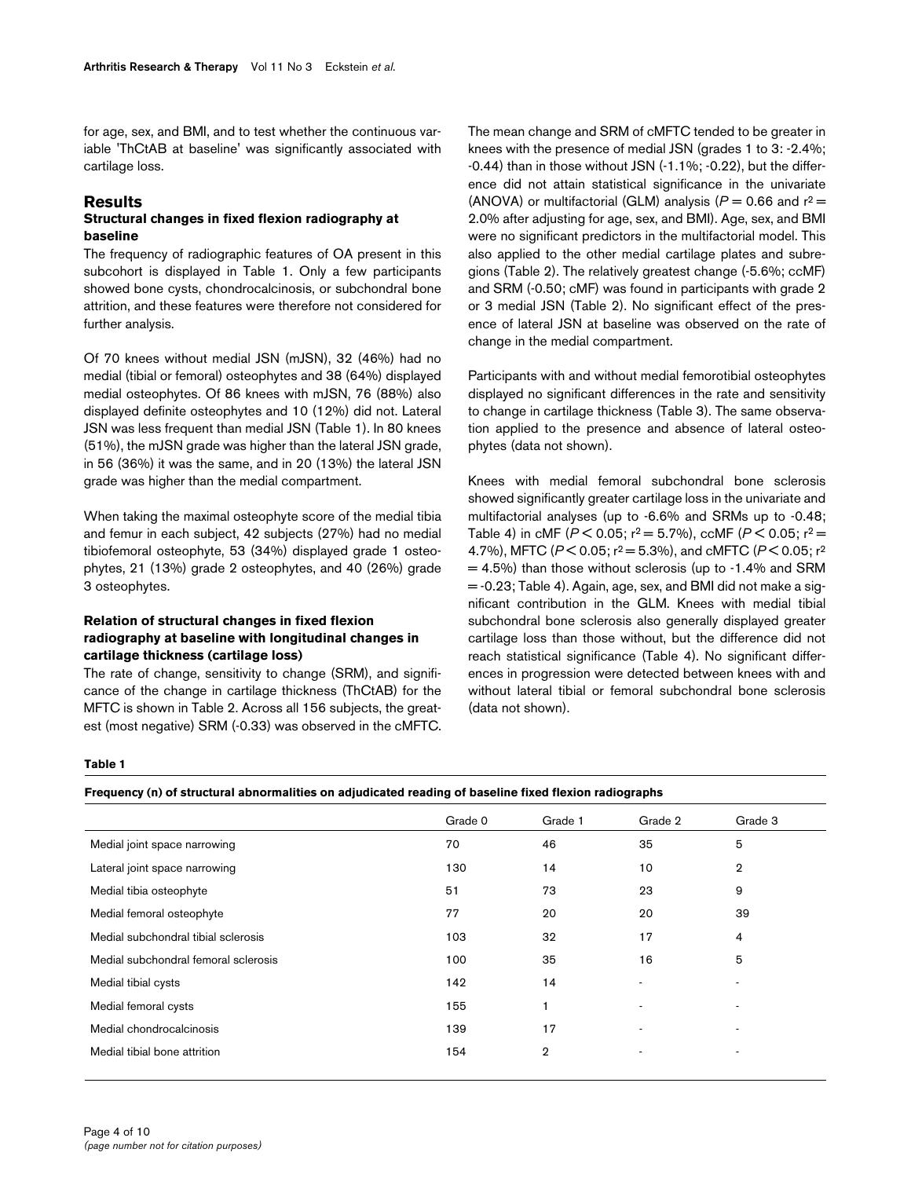for age, sex, and BMI, and to test whether the continuous variable 'ThCtAB at baseline' was significantly associated with cartilage loss.

## Results

### Structural changes in fixed flexion radiography at baseline

The frequency of radiographic features of OA present in this subcohort is displayed in Table 1. Only a few participants showed bone cysts, chondrocalcinosis, or subchondral bone attrition, and these features were therefore not considered for further analysis.

Of 70 knees without medial JSN (mJSN), 32 (46%) had no medial (tibial or femoral) osteophytes and 38 (64%) displayed medial osteophytes. Of 86 knees with mJSN, 76 (88%) also displayed definite osteophytes and 10 (12%) did not. Lateral JSN was less frequent than medial JSN (Table 1). In 80 knees (51%), the mJSN grade was higher than the lateral JSN grade, in 56 (36%) it was the same, and in 20 (13%) the lateral JSN grade was higher than the medial compartment.

When taking the maximal osteophyte score of the medial tibia and femur in each subject, 42 subjects (27%) had no medial tibiofemoral osteophyte, 53 (34%) displayed grade 1 osteophytes, 21 (13%) grade 2 osteophytes, and 40 (26%) grade 3 osteophytes.

### Relation of structural changes in fixed flexion radiography at baseline with longitudinal changes in cartilage thickness (cartilage loss)

The rate of change, sensitivity to change (SRM), and significance of the change in cartilage thickness (ThCtAB) for the MFTC is shown in Table 2. Across all 156 subjects, the greatest (most negative) SRM (-0.33) was observed in the cMFTC. The mean change and SRM of cMFTC tended to be greater in knees with the presence of medial JSN (grades 1 to 3: -2.4%; -0.44) than in those without JSN (-1.1%; -0.22), but the difference did not attain statistical significance in the univariate (ANOVA) or multifactorial (GLM) analysis ($P = 0.66$ and $r^2 = 2.0\%$ after adjusting for age, sex, and BMI). Age, sex, and BMI were no significant predictors in the multifactorial model. This also applied to the other medial cartilage plates and subregions (Table 2). The relatively greatest change (-5.6%; ccMF) and SRM (-0.50; cMF) was found in participants with grade 2 or 3 medial JSN (Table 2). No significant effect of the presence of lateral JSN at baseline was observed on the rate of change in the medial compartment.

Participants with and without medial femorotibial osteophytes displayed no significant differences in the rate and sensitivity to change in cartilage thickness (Table 3). The same observation applied to the presence and absence of lateral osteophytes (data not shown).

Knees with medial femoral subchondral bone sclerosis showed significantly greater cartilage loss in the univariate and multifactorial analyses (up to -6.6% and SRMs up to -0.48; Table 4) in cMF ($P < 0.05$; $r^2 = 5.7\%$), ccMF ($P < 0.05$; $r^2 = 4.7\%$), MFTC ($P < 0.05$; $r^2 = 5.3\%$), and cMFTC ($P < 0.05$; $r^2 = 4.5\%$) than those without sclerosis (up to -1.4% and SRM = -0.23; Table 4). Again, age, sex, and BMI did not make a significant contribution in the GLM. Knees with medial tibial subchondral bone sclerosis also generally displayed greater cartilage loss than those without, but the difference did not reach statistical significance (Table 4). No significant differences in progression were detected between knees with and without lateral tibial or femoral subchondral bone sclerosis (data not shown).

**Table 1**

**Frequency (n) of structural abnormalities on adjudicated reading of baseline fixed flexion radiographs**

| | Grade 0 | Grade 1 | Grade 2 | Grade 3 |
|---|---|---|---|---|
| Medial joint space narrowing | 70 | 46 | 35 | 5 |
| Lateral joint space narrowing | 130 | 14 | 10 | 2 |
| Medial tibia osteophyte | 51 | 73 | 23 | 9 |
| Medial femoral osteophyte | 77 | 20 | 20 | 39 |
| Medial subchondral tibial sclerosis | 103 | 32 | 17 | 4 |
| Medial subchondral femoral sclerosis | 100 | 35 | 16 | 5 |
| Medial tibial cysts | 142 | 14 | - | - |
| Medial femoral cysts | 155 | 1 | - | - |
| Medial chondrocalcinosis | 139 | 17 | - | - |
| Medial tibial bone attrition | 154 | 2 | - | - |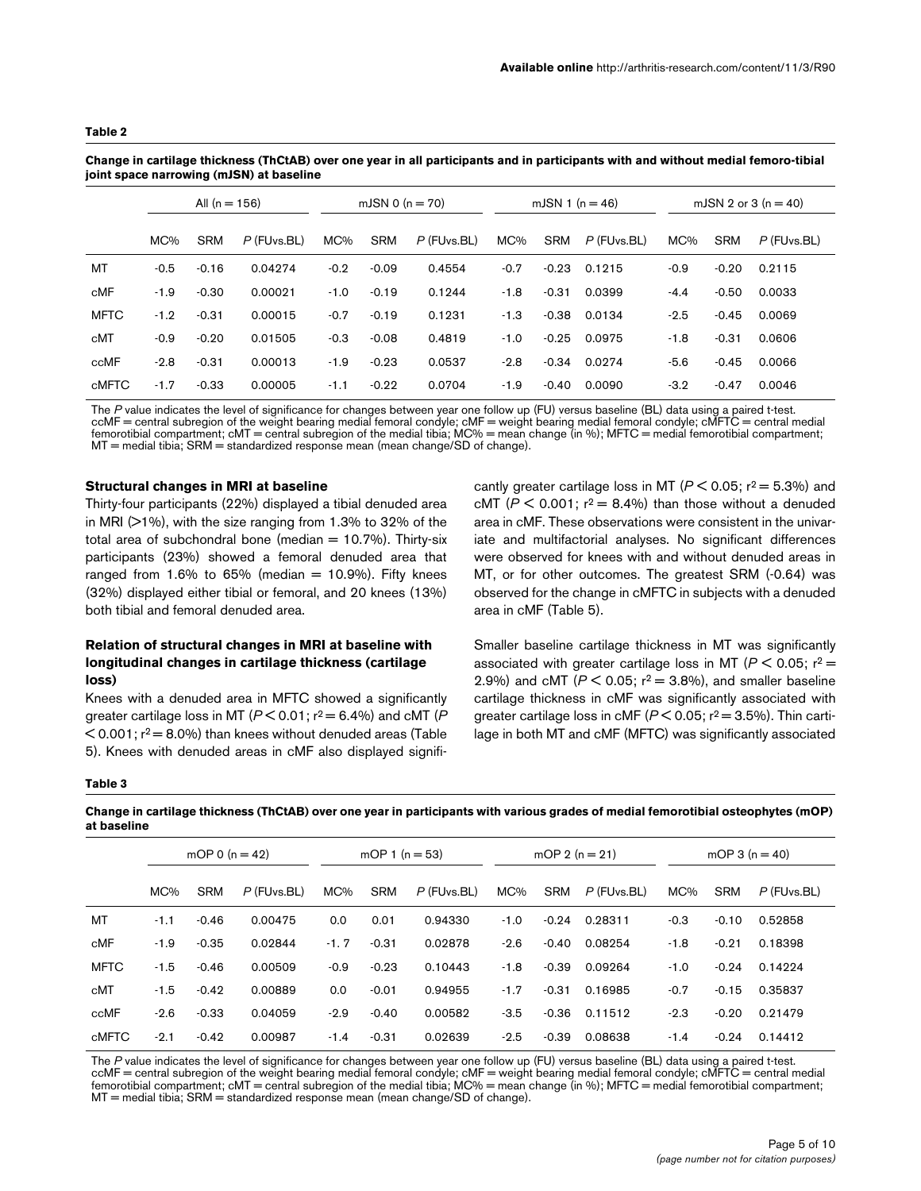**Table 2**

**Change in cartilage thickness (ThCtAB) over one year in all participants and in participants with and without medial femoro-tibial joint space narrowing (mJSN) at baseline**

| | All (n = 156) | | | mJSN 0 (n = 70) | | | mJSN 1 (n = 46) | | | mJSN 2 or 3 (n = 40) | | |
|---|---|---|---|---|---|---|---|---|---|---|---|---|
| | MC% | SRM | *P* (FUvs.BL) | MC% | SRM | *P* (FUvs.BL) | MC% | SRM | *P* (FUvs.BL) | MC% | SRM | *P* (FUvs.BL) |
| MT | -0.5 | -0.16 | 0.04274 | -0.2 | -0.09 | 0.4554 | -0.7 | -0.23 | 0.1215 | -0.9 | -0.20 | 0.2115 |
| cMF | -1.9 | -0.30 | 0.00021 | -1.0 | -0.19 | 0.1244 | -1.8 | -0.31 | 0.0399 | -4.4 | -0.50 | 0.0033 |
| MFTC | -1.2 | -0.31 | 0.00015 | -0.7 | -0.19 | 0.1231 | -1.3 | -0.38 | 0.0134 | -2.5 | -0.45 | 0.0069 |
| cMT | -0.9 | -0.20 | 0.01505 | -0.3 | -0.08 | 0.4819 | -1.0 | -0.25 | 0.0975 | -1.8 | -0.31 | 0.0606 |
| ccMF | -2.8 | -0.31 | 0.00013 | -1.9 | -0.23 | 0.0537 | -2.8 | -0.34 | 0.0274 | -5.6 | -0.45 | 0.0066 |
| cMFTC | -1.7 | -0.33 | 0.00005 | -1.1 | -0.22 | 0.0704 | -1.9 | -0.40 | 0.0090 | -3.2 | -0.47 | 0.0046 |

The *P* value indicates the level of significance for changes between year one follow up (FU) versus baseline (BL) data using a paired t-test. ccMF = central subregion of the weight bearing medial femoral condyle; cMF = weight bearing medial femoral condyle; cMFTC = central medial femorotibial compartment; cMT = central subregion of the medial tibia; MC% = mean change (in %); MFTC = medial femorotibial compartment; MT = medial tibia; SRM = standardized response mean (mean change/SD of change).

### Structural changes in MRI at baseline

Thirty-four participants (22%) displayed a tibial denuded area in MRI (>1%), with the size ranging from 1.3% to 32% of the total area of subchondral bone (median = 10.7%). Thirty-six participants (23%) showed a femoral denuded area that ranged from 1.6% to 65% (median = 10.9%). Fifty knees (32%) displayed either tibial or femoral, and 20 knees (13%) both tibial and femoral denuded area.

### Relation of structural changes in MRI at baseline with longitudinal changes in cartilage thickness (cartilage loss)

Knees with a denuded area in MFTC showed a significantly greater cartilage loss in MT ($P < 0.01$; $r^2 = 6.4\%$) and cMT ($P < 0.001$; $r^2 = 8.0\%$) than knees without denuded areas (Table 5). Knees with denuded areas in cMF also displayed significantly greater cartilage loss in MT ($P < 0.05$; $r^2 = 5.3\%$) and cMT ($P < 0.001$; $r^2 = 8.4\%$) than those without a denuded area in cMF. These observations were consistent in the univariate and multifactorial analyses. No significant differences were observed for knees with and without denuded areas in MT, or for other outcomes. The greatest SRM (-0.64) was observed for the change in cMFTC in subjects with a denuded area in cMF (Table 5).

Smaller baseline cartilage thickness in MT was significantly associated with greater cartilage loss in MT ($P < 0.05$; $r^2 = 2.9\%$) and cMT ($P < 0.05$; $r^2 = 3.8\%$), and smaller baseline cartilage thickness in cMF was significantly associated with greater cartilage loss in cMF ($P < 0.05$; $r^2 = 3.5\%$). Thin cartilage in both MT and cMF (MFTC) was significantly associated

**Table 3**

**Change in cartilage thickness (ThCtAB) over one year in participants with various grades of medial femorotibial osteophytes (mOP) at baseline**

| | mOP 0 (n = 42) | | | mOP 1 (n = 53) | | | mOP 2 (n = 21) | | | mOP 3 (n = 40) | | |
|---|---|---|---|---|---|---|---|---|---|---|---|---|
| | MC% | SRM | *P* (FUvs.BL) | MC% | SRM | *P* (FUvs.BL) | MC% | SRM | *P* (FUvs.BL) | MC% | SRM | *P* (FUvs.BL) |
| MT | -1.1 | -0.46 | 0.00475 | 0.0 | 0.01 | 0.94330 | -1.0 | -0.24 | 0.28311 | -0.3 | -0.10 | 0.52858 |
| cMF | -1.9 | -0.35 | 0.02844 | -1. 7 | -0.31 | 0.02878 | -2.6 | -0.40 | 0.08254 | -1.8 | -0.21 | 0.18398 |
| MFTC | -1.5 | -0.46 | 0.00509 | -0.9 | -0.23 | 0.10443 | -1.8 | -0.39 | 0.09264 | -1.0 | -0.24 | 0.14224 |
| cMT | -1.5 | -0.42 | 0.00889 | 0.0 | -0.01 | 0.94955 | -1.7 | -0.31 | 0.16985 | -0.7 | -0.15 | 0.35837 |
| ccMF | -2.6 | -0.33 | 0.04059 | -2.9 | -0.40 | 0.00582 | -3.5 | -0.36 | 0.11512 | -2.3 | -0.20 | 0.21479 |
| cMFTC | -2.1 | -0.42 | 0.00987 | -1.4 | -0.31 | 0.02639 | -2.5 | -0.39 | 0.08638 | -1.4 | -0.24 | 0.14412 |

The *P* value indicates the level of significance for changes between year one follow up (FU) versus baseline (BL) data using a paired t-test. ccMF = central subregion of the weight bearing medial femoral condyle; cMF = weight bearing medial femoral condyle; cMFTC = central medial femorotibial compartment; cMT = central subregion of the medial tibia; MC% = mean change (in %); MFTC = medial femorotibial compartment; MT = medial tibia; SRM = standardized response mean (mean change/SD of change).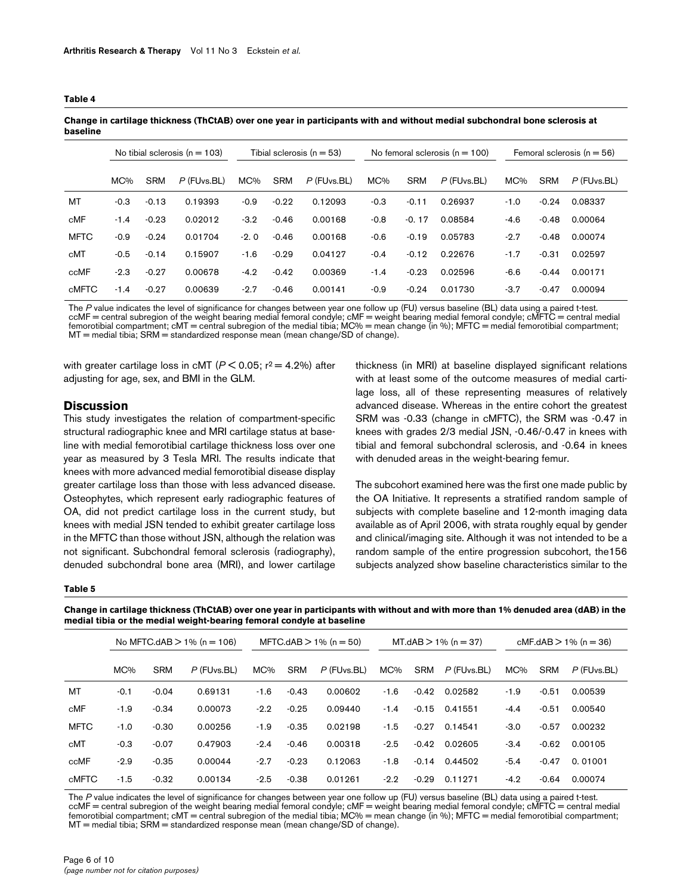**Table 4**

**Change in cartilage thickness (ThCtAB) over one year in participants with and without medial subchondral bone sclerosis at baseline**

| | No tibial sclerosis (n = 103) | | | Tibial sclerosis (n = 53) | | | No femoral sclerosis (n = 100) | | | Femoral sclerosis (n = 56) | | |
|---|---|---|---|---|---|---|---|---|---|---|---|---|
| | MC% | SRM | *P* (FUvs.BL) | MC% | SRM | *P* (FUvs.BL) | MC% | SRM | *P* (FUvs.BL) | MC% | SRM | *P* (FUvs.BL) |
| MT | -0.3 | -0.13 | 0.19393 | -0.9 | -0.22 | 0.12093 | -0.3 | -0.11 | 0.26937 | -1.0 | -0.24 | 0.08337 |
| cMF | -1.4 | -0.23 | 0.02012 | -3.2 | -0.46 | 0.00168 | -0.8 | -0. 17 | 0.08584 | -4.6 | -0.48 | 0.00064 |
| MFTC | -0.9 | -0.24 | 0.01704 | -2. 0 | -0.46 | 0.00168 | -0.6 | -0.19 | 0.05783 | -2.7 | -0.48 | 0.00074 |
| cMT | -0.5 | -0.14 | 0.15907 | -1.6 | -0.29 | 0.04127 | -0.4 | -0.12 | 0.22676 | -1.7 | -0.31 | 0.02597 |
| ccMF | -2.3 | -0.27 | 0.00678 | -4.2 | -0.42 | 0.00369 | -1.4 | -0.23 | 0.02596 | -6.6 | -0.44 | 0.00171 |
| cMFTC | -1.4 | -0.27 | 0.00639 | -2.7 | -0.46 | 0.00141 | -0.9 | -0.24 | 0.01730 | -3.7 | -0.47 | 0.00094 |

The *P* value indicates the level of significance for changes between year one follow up (FU) versus baseline (BL) data using a paired t-test. ccMF = central subregion of the weight bearing medial femoral condyle; cMF = weight bearing medial femoral condyle; cMFTC = central medial femorotibial compartment; cMT = central subregion of the medial tibia; MC% = mean change (in %); MFTC = medial femorotibial compartment; MT = medial tibia; SRM = standardized response mean (mean change/SD of change).

with greater cartilage loss in cMT ($P < 0.05$; $r^2 = 4.2\%$) after adjusting for age, sex, and BMI in the GLM.

## Discussion

This study investigates the relation of compartment-specific structural radiographic knee and MRI cartilage status at baseline with medial femorotibial cartilage thickness loss over one year as measured by 3 Tesla MRI. The results indicate that knees with more advanced medial femorotibial disease display greater cartilage loss than those with less advanced disease. Osteophytes, which represent early radiographic features of OA, did not predict cartilage loss in the current study, but knees with medial JSN tended to exhibit greater cartilage loss in the MFTC than those without JSN, although the relation was not significant. Subchondral femoral sclerosis (radiography), denuded subchondral bone area (MRI), and lower cartilage thickness (in MRI) at baseline displayed significant relations with at least some of the outcome measures of medial cartilage loss, all of these representing measures of relatively advanced disease. Whereas in the entire cohort the greatest SRM was -0.33 (change in cMFTC), the SRM was -0.47 in knees with grades 2/3 medial JSN, -0.46/-0.47 in knees with tibial and femoral subchondral sclerosis, and -0.64 in knees with denuded areas in the weight-bearing femur.

The subcohort examined here was the first one made public by the OA Initiative. It represents a stratified random sample of subjects with complete baseline and 12-month imaging data available as of April 2006, with strata roughly equal by gender and clinical/imaging site. Although it was not intended to be a random sample of the entire progression subcohort, the156 subjects analyzed show baseline characteristics similar to the

**Table 5**

**Change in cartilage thickness (ThCtAB) over one year in participants with without and with more than 1% denuded area (dAB) in the medial tibia or the medial weight-bearing femoral condyle at baseline**

| | No MFTC.dAB > 1% (n = 106) | | | MFTC.dAB > 1% (n = 50) | | | MT.dAB > 1% (n = 37) | | | cMF.dAB > 1% (n = 36) | | |
|---|---|---|---|---|---|---|---|---|---|---|---|---|
| | MC% | SRM | *P* (FUvs.BL) | MC% | SRM | *P* (FUvs.BL) | MC% | SRM | *P* (FUvs.BL) | MC% | SRM | *P* (FUvs.BL) |
| MT | -0.1 | -0.04 | 0.69131 | -1.6 | -0.43 | 0.00602 | -1.6 | -0.42 | 0.02582 | -1.9 | -0.51 | 0.00539 |
| cMF | -1.9 | -0.34 | 0.00073 | -2.2 | -0.25 | 0.09440 | -1.4 | -0.15 | 0.41551 | -4.4 | -0.51 | 0.00540 |
| MFTC | -1.0 | -0.30 | 0.00256 | -1.9 | -0.35 | 0.02198 | -1.5 | -0.27 | 0.14541 | -3.0 | -0.57 | 0.00232 |
| cMT | -0.3 | -0.07 | 0.47903 | -2.4 | -0.46 | 0.00318 | -2.5 | -0.42 | 0.02605 | -3.4 | -0.62 | 0.00105 |
| ccMF | -2.9 | -0.35 | 0.00044 | -2.7 | -0.23 | 0.12063 | -1.8 | -0.14 | 0.44502 | -5.4 | -0.47 | 0. 01001 |
| cMFTC | -1.5 | -0.32 | 0.00134 | -2.5 | -0.38 | 0.01261 | -2.2 | -0.29 | 0.11271 | -4.2 | -0.64 | 0.00074 |

The *P* value indicates the level of significance for changes between year one follow up (FU) versus baseline (BL) data using a paired t-test. ccMF = central subregion of the weight bearing medial femoral condyle; cMF = weight bearing medial femoral condyle; cMFTC = central medial femorotibial compartment; cMT = central subregion of the medial tibia; MC% = mean change (in %); MFTC = medial femorotibial compartment; MT = medial tibia; SRM = standardized response mean (mean change/SD of change).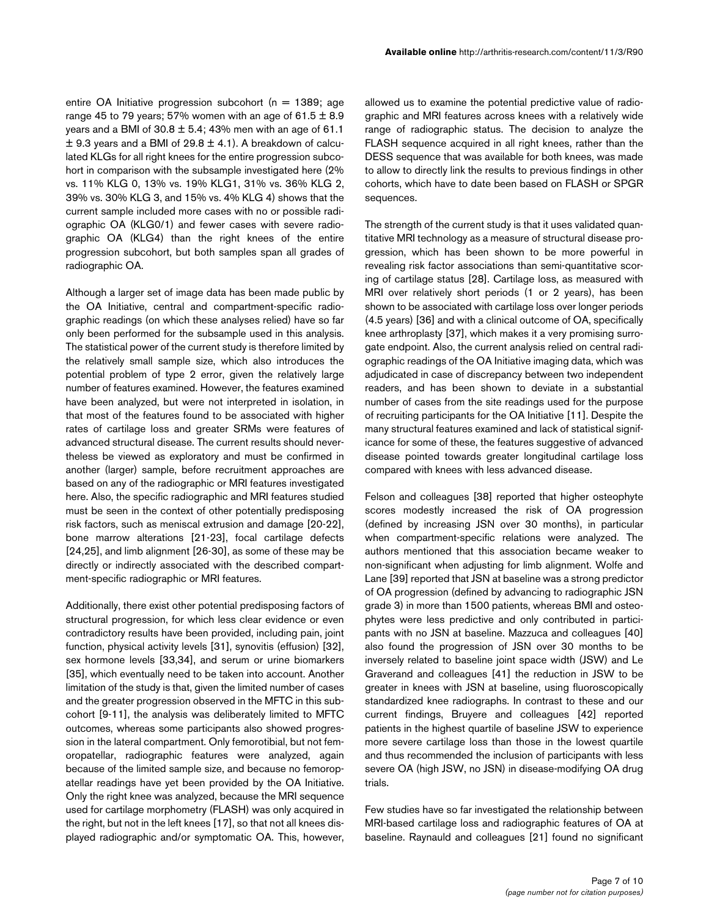entire OA Initiative progression subcohort (n = 1389; age range 45 to 79 years; 57% women with an age of 61.5 ± 8.9 years and a BMI of 30.8 ± 5.4; 43% men with an age of 61.1 ± 9.3 years and a BMI of 29.8 ± 4.1). A breakdown of calculated KLGs for all right knees for the entire progression subcohort in comparison with the subsample investigated here (2% vs. 11% KLG 0, 13% vs. 19% KLG1, 31% vs. 36% KLG 2, 39% vs. 30% KLG 3, and 15% vs. 4% KLG 4) shows that the current sample included more cases with no or possible radiographic OA (KLG0/1) and fewer cases with severe radiographic OA (KLG4) than the right knees of the entire progression subcohort, but both samples span all grades of radiographic OA.

Although a larger set of image data has been made public by the OA Initiative, central and compartment-specific radiographic readings (on which these analyses relied) have so far only been performed for the subsample used in this analysis. The statistical power of the current study is therefore limited by the relatively small sample size, which also introduces the potential problem of type 2 error, given the relatively large number of features examined. However, the features examined have been analyzed, but were not interpreted in isolation, in that most of the features found to be associated with higher rates of cartilage loss and greater SRMs were features of advanced structural disease. The current results should nevertheless be viewed as exploratory and must be confirmed in another (larger) sample, before recruitment approaches are based on any of the radiographic or MRI features investigated here. Also, the specific radiographic and MRI features studied must be seen in the context of other potentially predisposing risk factors, such as meniscal extrusion and damage [20-22], bone marrow alterations [21-23], focal cartilage defects [24,25], and limb alignment [26-30], as some of these may be directly or indirectly associated with the described compartment-specific radiographic or MRI features.

Additionally, there exist other potential predisposing factors of structural progression, for which less clear evidence or even contradictory results have been provided, including pain, joint function, physical activity levels [31], synovitis (effusion) [32], sex hormone levels [33,34], and serum or urine biomarkers [35], which eventually need to be taken into account. Another limitation of the study is that, given the limited number of cases and the greater progression observed in the MFTC in this subcohort [9-11], the analysis was deliberately limited to MFTC outcomes, whereas some participants also showed progression in the lateral compartment. Only femorotibial, but not femoropatellar, radiographic features were analyzed, again because of the limited sample size, and because no femoropatellar readings have yet been provided by the OA Initiative. Only the right knee was analyzed, because the MRI sequence used for cartilage morphometry (FLASH) was only acquired in the right, but not in the left knees [17], so that not all knees displayed radiographic and/or symptomatic OA. This, however, allowed us to examine the potential predictive value of radiographic and MRI features across knees with a relatively wide range of radiographic status. The decision to analyze the FLASH sequence acquired in all right knees, rather than the DESS sequence that was available for both knees, was made to allow to directly link the results to previous findings in other cohorts, which have to date been based on FLASH or SPGR sequences.

The strength of the current study is that it uses validated quantitative MRI technology as a measure of structural disease progression, which has been shown to be more powerful in revealing risk factor associations than semi-quantitative scoring of cartilage status [28]. Cartilage loss, as measured with MRI over relatively short periods (1 or 2 years), has been shown to be associated with cartilage loss over longer periods (4.5 years) [36] and with a clinical outcome of OA, specifically knee arthroplasty [37], which makes it a very promising surrogate endpoint. Also, the current analysis relied on central radiographic readings of the OA Initiative imaging data, which was adjudicated in case of discrepancy between two independent readers, and has been shown to deviate in a substantial number of cases from the site readings used for the purpose of recruiting participants for the OA Initiative [11]. Despite the many structural features examined and lack of statistical significance for some of these, the features suggestive of advanced disease pointed towards greater longitudinal cartilage loss compared with knees with less advanced disease.

Felson and colleagues [38] reported that higher osteophyte scores modestly increased the risk of OA progression (defined by increasing JSN over 30 months), in particular when compartment-specific relations were analyzed. The authors mentioned that this association became weaker to non-significant when adjusting for limb alignment. Wolfe and Lane [39] reported that JSN at baseline was a strong predictor of OA progression (defined by advancing to radiographic JSN grade 3) in more than 1500 patients, whereas BMI and osteophytes were less predictive and only contributed in participants with no JSN at baseline. Mazzuca and colleagues [40] also found the progression of JSN over 30 months to be inversely related to baseline joint space width (JSW) and Le Graverand and colleagues [41] the reduction in JSW to be greater in knees with JSN at baseline, using fluoroscopically standardized knee radiographs. In contrast to these and our current findings, Bruyere and colleagues [42] reported patients in the highest quartile of baseline JSW to experience more severe cartilage loss than those in the lowest quartile and thus recommended the inclusion of participants with less severe OA (high JSW, no JSN) in disease-modifying OA drug trials.

Few studies have so far investigated the relationship between MRI-based cartilage loss and radiographic features of OA at baseline. Raynauld and colleagues [21] found no significant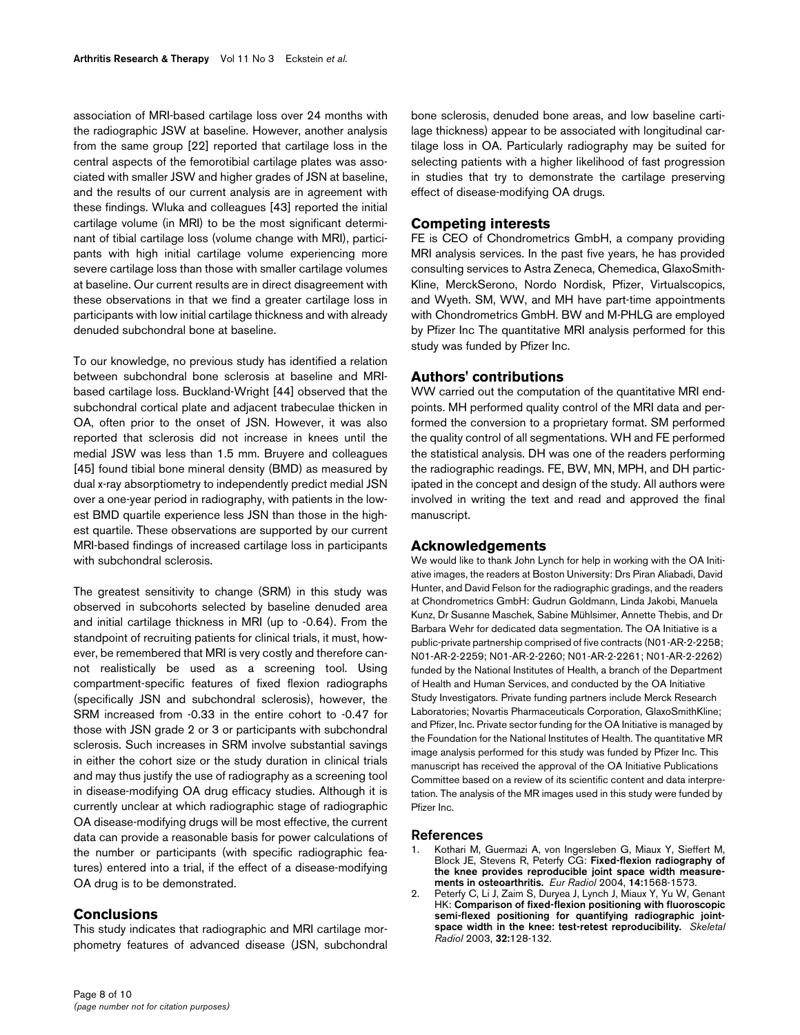association of MRI-based cartilage loss over 24 months with the radiographic JSW at baseline. However, another analysis from the same group [22] reported that cartilage loss in the central aspects of the femorotibial cartilage plates was associated with smaller JSW and higher grades of JSN at baseline, and the results of our current analysis are in agreement with these findings. Wluka and colleagues [43] reported the initial cartilage volume (in MRI) to be the most significant determinant of tibial cartilage loss (volume change with MRI), participants with high initial cartilage volume experiencing more severe cartilage loss than those with smaller cartilage volumes at baseline. Our current results are in direct disagreement with these observations in that we find a greater cartilage loss in participants with low initial cartilage thickness and with already denuded subchondral bone at baseline.

To our knowledge, no previous study has identified a relation between subchondral bone sclerosis at baseline and MRI-based cartilage loss. Buckland-Wright [44] observed that the subchondral cortical plate and adjacent trabeculae thicken in OA, often prior to the onset of JSN. However, it was also reported that sclerosis did not increase in knees until the medial JSW was less than 1.5 mm. Bruyere and colleagues [45] found tibial bone mineral density (BMD) as measured by dual x-ray absorptiometry to independently predict medial JSN over a one-year period in radiography, with patients in the lowest BMD quartile experience less JSN than those in the highest quartile. These observations are supported by our current MRI-based findings of increased cartilage loss in participants with subchondral sclerosis.

The greatest sensitivity to change (SRM) in this study was observed in subcohorts selected by baseline denuded area and initial cartilage thickness in MRI (up to -0.64). From the standpoint of recruiting patients for clinical trials, it must, however, be remembered that MRI is very costly and therefore cannot realistically be used as a screening tool. Using compartment-specific features of fixed flexion radiographs (specifically JSN and subchondral sclerosis), however, the SRM increased from -0.33 in the entire cohort to -0.47 for those with JSN grade 2 or 3 or participants with subchondral sclerosis. Such increases in SRM involve substantial savings in either the cohort size or the study duration in clinical trials and may thus justify the use of radiography as a screening tool in disease-modifying OA drug efficacy studies. Although it is currently unclear at which radiographic stage of radiographic OA disease-modifying drugs will be most effective, the current data can provide a reasonable basis for power calculations of the number or participants (with specific radiographic features) entered into a trial, if the effect of a disease-modifying OA drug is to be demonstrated.

## Conclusions

This study indicates that radiographic and MRI cartilage morphometry features of advanced disease (JSN, subchondral bone sclerosis, denuded bone areas, and low baseline cartilage thickness) appear to be associated with longitudinal cartilage loss in OA. Particularly radiography may be suited for selecting patients with a higher likelihood of fast progression in studies that try to demonstrate the cartilage preserving effect of disease-modifying OA drugs.

## Competing interests

FE is CEO of Chondrometrics GmbH, a company providing MRI analysis services. In the past five years, he has provided consulting services to Astra Zeneca, Chemedica, GlaxoSmith-Kline, MerckSerono, Nordo Nordisk, Pfizer, Virtualscopics, and Wyeth. SM, WW, and MH have part-time appointments with Chondrometrics GmbH. BW and M-PHLG are employed by Pfizer Inc The quantitative MRI analysis performed for this study was funded by Pfizer Inc.

## Authors' contributions

WW carried out the computation of the quantitative MRI endpoints. MH performed quality control of the MRI data and performed the conversion to a proprietary format. SM performed the quality control of all segmentations. WH and FE performed the statistical analysis. DH was one of the readers performing the radiographic readings. FE, BW, MN, MPH, and DH participated in the concept and design of the study. All authors were involved in writing the text and read and approved the final manuscript.

## Acknowledgements

We would like to thank John Lynch for help in working with the OA Initiative images, the readers at Boston University: Drs Piran Aliabadi, David Hunter, and David Felson for the radiographic gradings, and the readers at Chondrometrics GmbH: Gudrun Goldmann, Linda Jakobi, Manuela Kunz, Dr Susanne Maschek, Sabine Mühlsimer, Annette Thebis, and Dr Barbara Wehr for dedicated data segmentation. The OA Initiative is a public-private partnership comprised of five contracts (N01-AR-2-2258; N01-AR-2-2259; N01-AR-2-2260; N01-AR-2-2261; N01-AR-2-2262) funded by the National Institutes of Health, a branch of the Department of Health and Human Services, and conducted by the OA Initiative Study Investigators. Private funding partners include Merck Research Laboratories; Novartis Pharmaceuticals Corporation, GlaxoSmithKline; and Pfizer, Inc. Private sector funding for the OA Initiative is managed by the Foundation for the National Institutes of Health. The quantitative MR image analysis performed for this study was funded by Pfizer Inc. This manuscript has received the approval of the OA Initiative Publications Committee based on a review of its scientific content and data interpretation. The analysis of the MR images used in this study were funded by Pfizer Inc.

## References

1. Kothari M, Guermazi A, von Ingersleben G, Miaux Y, Sieffert M, Block JE, Stevens R, Peterfy CG: **Fixed-flexion radiography of the knee provides reproducible joint space width measurements in osteoarthritis.** *Eur Radiol* 2004, **14:**1568-1573.
2. Peterfy C, Li J, Zaim S, Duryea J, Lynch J, Miaux Y, Yu W, Genant HK: **Comparison of fixed-flexion positioning with fluoroscopic semi-flexed positioning for quantifying radiographic joint-space width in the knee: test-retest reproducibility.** *Skeletal Radiol* 2003, **32:**128-132.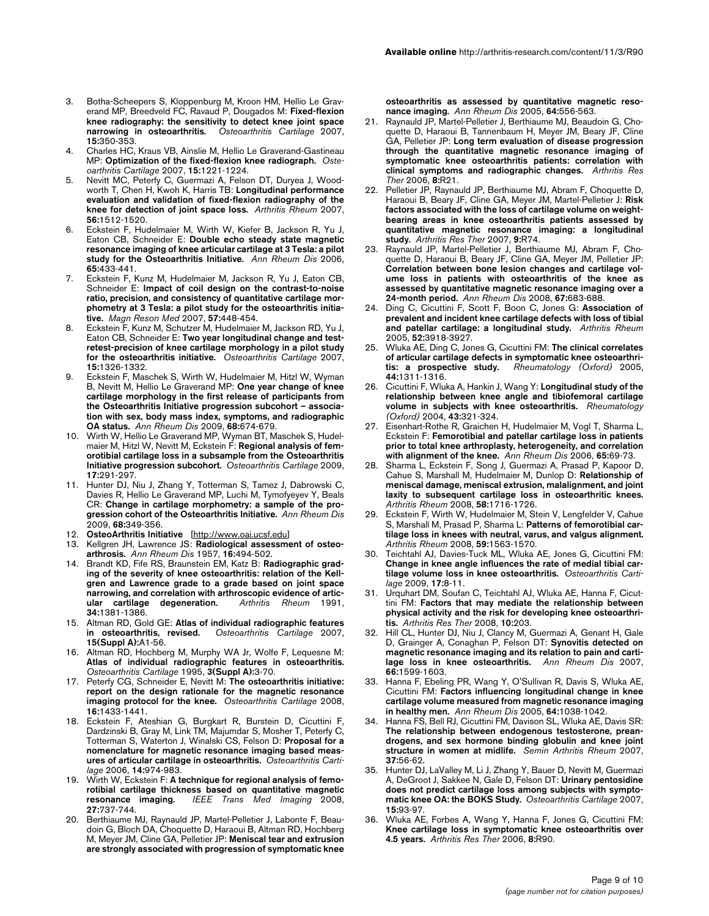3. Botha-Scheepers S, Kloppenburg M, Kroon HM, Hellio Le Graverand MP, Breedveld FC, Ravaud P, Dougados M: **Fixed-flexion knee radiography: the sensitivity to detect knee joint space narrowing in osteoarthritis.** *Osteoarthritis Cartilage* 2007, **15:**350-353.
4. Charles HC, Kraus VB, Ainslie M, Hellio Le Graverand-Gastineau MP: **Optimization of the fixed-flexion knee radiograph.** *Osteoarthritis Cartilage* 2007, **15:**1221-1224.
5. Nevitt MC, Peterfy C, Guermazi A, Felson DT, Duryea J, Woodworth T, Chen H, Kwoh K, Harris TB: **Longitudinal performance evaluation and validation of fixed-flexion radiography of the knee for detection of joint space loss.** *Arthritis Rheum* 2007, **56:**1512-1520.
6. Eckstein F, Hudelmaier M, Wirth W, Kiefer B, Jackson R, Yu J, Eaton CB, Schneider E: **Double echo steady state magnetic resonance imaging of knee articular cartilage at 3 Tesla: a pilot study for the Osteoarthritis Initiative.** *Ann Rheum Dis* 2006, **65:**433-441.
7. Eckstein F, Kunz M, Hudelmaier M, Jackson R, Yu J, Eaton CB, Schneider E: **Impact of coil design on the contrast-to-noise ratio, precision, and consistency of quantitative cartilage morphometry at 3 Tesla: a pilot study for the osteoarthritis initiative.** *Magn Reson Med* 2007, **57:**448-454.
8. Eckstein F, Kunz M, Schutzer M, Hudelmaier M, Jackson RD, Yu J, Eaton CB, Schneider E: **Two year longitudinal change and test-retest-precision of knee cartilage morphology in a pilot study for the osteoarthritis initiative.** *Osteoarthritis Cartilage* 2007, **15:**1326-1332.
9. Eckstein F, Maschek S, Wirth W, Hudelmaier M, Hitzl W, Wyman B, Nevitt M, Hellio Le Graverand MP: **One year change of knee cartilage morphology in the first release of participants from the Osteoarthritis Initiative progression subcohort – association with sex, body mass index, symptoms, and radiographic OA status.** *Ann Rheum Dis* 2009, **68:**674-679.
10. Wirth W, Hellio Le Graverand MP, Wyman BT, Maschek S, Hudelmaier M, Hitzl W, Nevitt M, Eckstein F: **Regional analysis of femorotibial cartilage loss in a subsample from the Osteoarthritis Initiative progression subcohort.** *Osteoarthritis Cartilage* 2009, **17:**291-297.
11. Hunter DJ, Niu J, Zhang Y, Totterman S, Tamez J, Dabrowski C, Davies R, Hellio Le Graverand MP, Luchi M, Tymofyeyev Y, Beals CR: **Change in cartilage morphometry: a sample of the progression cohort of the Osteoarthritis Initiative.** *Ann Rheum Dis* 2009, **68:**349-356.
12. **OsteoArthritis Initiative** [http://www.oai.ucsf.edu]
13. Kellgren JH, Lawrence JS: **Radiological assessment of osteoarthrosis.** *Ann Rheum Dis* 1957, **16:**494-502.
14. Brandt KD, Fife RS, Braunstein EM, Katz B: **Radiographic grading of the severity of knee osteoarthritis: relation of the Kellgren and Lawrence grade to a grade based on joint space narrowing, and correlation with arthroscopic evidence of articular cartilage degeneration.** *Arthritis Rheum* 1991, **34:**1381-1386.
15. Altman RD, Gold GE: **Atlas of individual radiographic features in osteoarthritis, revised.** *Osteoarthritis Cartilage* 2007, **15(Suppl A):**A1-56.
16. Altman RD, Hochberg M, Murphy WA Jr, Wolfe F, Lequesne M: **Atlas of individual radiographic features in osteoarthritis.** *Osteoarthritis Cartilage* 1995, **3(Suppl A):**3-70.
17. Peterfy CG, Schneider E, Nevitt M: **The osteoarthritis initiative: report on the design rationale for the magnetic resonance imaging protocol for the knee.** *Osteoarthritis Cartilage* 2008, **16:**1433-1441.
18. Eckstein F, Ateshian G, Burgkart R, Burstein D, Cicuttini F, Dardzinski B, Gray M, Link TM, Majumdar S, Mosher T, Peterfy C, Totterman S, Waterton J, Winalski CS, Felson D: **Proposal for a nomenclature for magnetic resonance imaging based measures of articular cartilage in osteoarthritis.** *Osteoarthritis Cartilage* 2006, **14:**974-983.
19. Wirth W, Eckstein F: **A technique for regional analysis of femorotibial cartilage thickness based on quantitative magnetic resonance imaging.** *IEEE Trans Med Imaging* 2008, **27:**737-744.
20. Berthiaume MJ, Raynauld JP, Martel-Pelletier J, Labonte F, Beaudoin G, Bloch DA, Choquette D, Haraoui B, Altman RD, Hochberg M, Meyer JM, Cline GA, Pelletier JP: **Meniscal tear and extrusion are strongly associated with progression of symptomatic knee osteoarthritis as assessed by quantitative magnetic resonance imaging.** *Ann Rheum Dis* 2005, **64:**556-563.
21. Raynauld JP, Martel-Pelletier J, Berthiaume MJ, Beaudoin G, Choquette D, Haraoui B, Tannenbaum H, Meyer JM, Beary JF, Cline GA, Pelletier JP: **Long term evaluation of disease progression through the quantitative magnetic resonance imaging of symptomatic knee osteoarthritis patients: correlation with clinical symptoms and radiographic changes.** *Arthritis Res Ther* 2006, **8:**R21.
22. Pelletier JP, Raynauld JP, Berthiaume MJ, Abram F, Choquette D, Haraoui B, Beary JF, Cline GA, Meyer JM, Martel-Pelletier J: **Risk factors associated with the loss of cartilage volume on weight-bearing areas in knee osteoarthritis patients assessed by quantitative magnetic resonance imaging: a longitudinal study.** *Arthritis Res Ther* 2007, **9:**R74.
23. Raynauld JP, Martel-Pelletier J, Berthiaume MJ, Abram F, Choquette D, Haraoui B, Beary JF, Cline GA, Meyer JM, Pelletier JP: **Correlation between bone lesion changes and cartilage volume loss in patients with osteoarthritis of the knee as assessed by quantitative magnetic resonance imaging over a 24-month period.** *Ann Rheum Dis* 2008, **67:**683-688.
24. Ding C, Cicuttini F, Scott F, Boon C, Jones G: **Association of prevalent and incident knee cartilage defects with loss of tibial and patellar cartilage: a longitudinal study.** *Arthritis Rheum* 2005, **52:**3918-3927.
25. Wluka AE, Ding C, Jones G, Cicuttini FM: **The clinical correlates of articular cartilage defects in symptomatic knee osteoarthritis: a prospective study.** *Rheumatology (Oxford)* 2005, **44:**1311-1316.
26. Cicuttini F, Wluka A, Hankin J, Wang Y: **Longitudinal study of the relationship between knee angle and tibiofemoral cartilage volume in subjects with knee osteoarthritis.** *Rheumatology (Oxford)* 2004, **43:**321-324.
27. Eisenhart-Rothe R, Graichen H, Hudelmaier M, Vogl T, Sharma L, Eckstein F: **Femorotibial and patellar cartilage loss in patients prior to total knee arthroplasty, heterogeneity, and correlation with alignment of the knee.** *Ann Rheum Dis* 2006, **65:**69-73.
28. Sharma L, Eckstein F, Song J, Guermazi A, Prasad P, Kapoor D, Cahue S, Marshall M, Hudelmaier M, Dunlop D: **Relationship of meniscal damage, meniscal extrusion, malalignment, and joint laxity to subsequent cartilage loss in osteoarthritic knees.** *Arthritis Rheum* 2008, **58:**1716-1726.
29. Eckstein F, Wirth W, Hudelmaier M, Stein V, Lengfelder V, Cahue S, Marshall M, Prasad P, Sharma L: **Patterns of femorotibial cartilage loss in knees with neutral, varus, and valgus alignment.** *Arthritis Rheum* 2008, **59:**1563-1570.
30. Teichtahl AJ, Davies-Tuck ML, Wluka AE, Jones G, Cicuttini FM: **Change in knee angle influences the rate of medial tibial cartilage volume loss in knee osteoarthritis.** *Osteoarthritis Cartilage* 2009, **17:**8-11.
31. Urquhart DM, Soufan C, Teichtahl AJ, Wluka AE, Hanna F, Cicuttini FM: **Factors that may mediate the relationship between physical activity and the risk for developing knee osteoarthritis.** *Arthritis Res Ther* 2008, **10:**203.
32. Hill CL, Hunter DJ, Niu J, Clancy M, Guermazi A, Genant H, Gale D, Grainger A, Conaghan P, Felson DT: **Synovitis detected on magnetic resonance imaging and its relation to pain and cartilage loss in knee osteoarthritis.** *Ann Rheum Dis* 2007, **66:**1599-1603.
33. Hanna F, Ebeling PR, Wang Y, O'Sullivan R, Davis S, Wluka AE, Cicuttini FM: **Factors influencing longitudinal change in knee cartilage volume measured from magnetic resonance imaging in healthy men.** *Ann Rheum Dis* 2005, **64:**1038-1042.
34. Hanna FS, Bell RJ, Cicuttini FM, Davison SL, Wluka AE, Davis SR: **The relationship between endogenous testosterone, preandrogens, and sex hormone binding globulin and knee joint structure in women at midlife.** *Semin Arthritis Rheum* 2007, **37:**56-62.
35. Hunter DJ, LaValley M, Li J, Zhang Y, Bauer D, Nevitt M, Guermazi A, DeGroot J, Sakkee N, Gale D, Felson DT: **Urinary pentosidine does not predict cartilage loss among subjects with symptomatic knee OA: the BOKS Study.** *Osteoarthritis Cartilage* 2007, **15:**93-97.
36. Wluka AE, Forbes A, Wang Y, Hanna F, Jones G, Cicuttini FM: **Knee cartilage loss in symptomatic knee osteoarthritis over 4.5 years.** *Arthritis Res Ther* 2006, **8:**R90.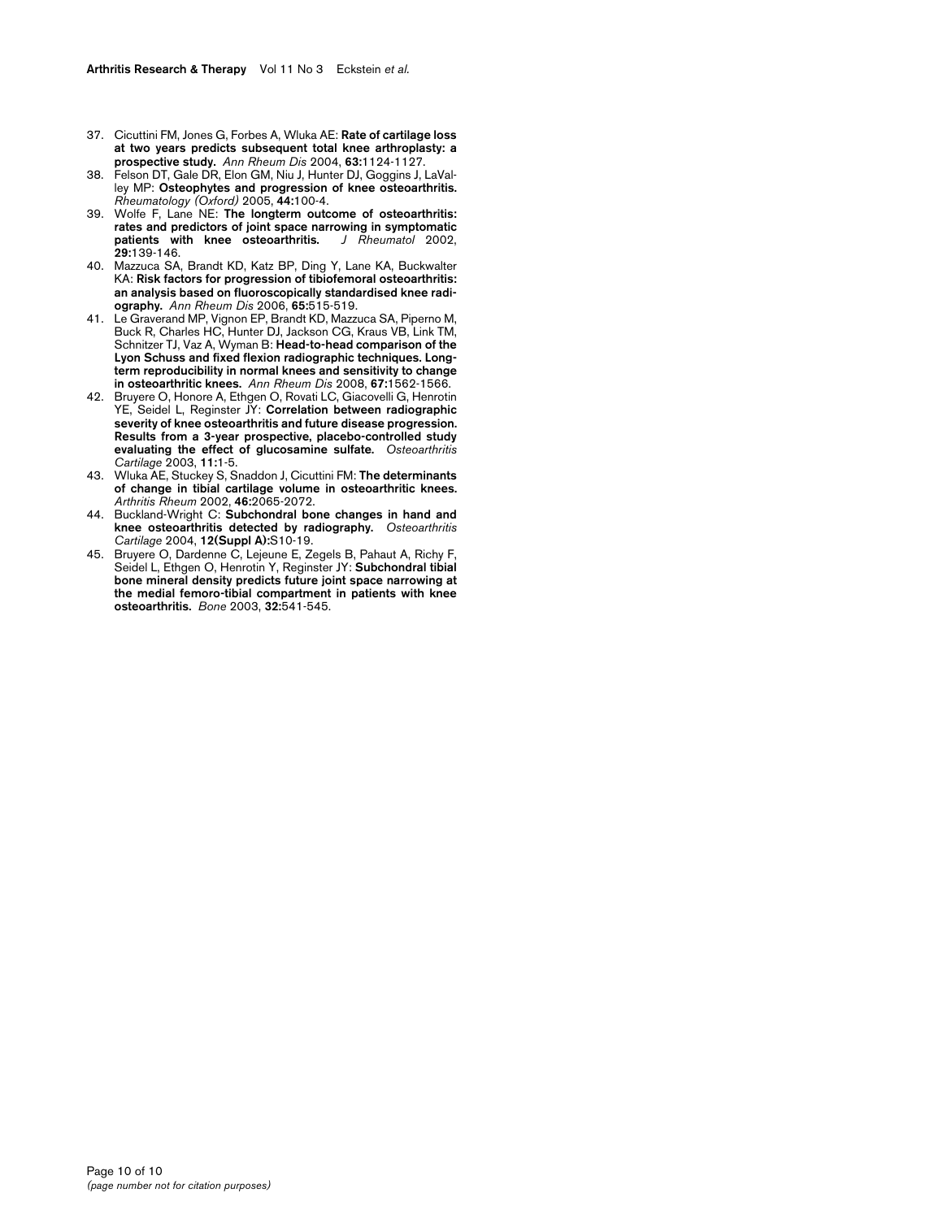37. Cicuttini FM, Jones G, Forbes A, Wluka AE: **Rate of cartilage loss at two years predicts subsequent total knee arthroplasty: a prospective study.** *Ann Rheum Dis* 2004, **63:**1124-1127.
38. Felson DT, Gale DR, Elon GM, Niu J, Hunter DJ, Goggins J, LaValley MP: **Osteophytes and progression of knee osteoarthritis.** *Rheumatology (Oxford)* 2005, **44:**100-4.
39. Wolfe F, Lane NE: **The longterm outcome of osteoarthritis: rates and predictors of joint space narrowing in symptomatic patients with knee osteoarthritis.** *J Rheumatol* 2002, **29:**139-146.
40. Mazzuca SA, Brandt KD, Katz BP, Ding Y, Lane KA, Buckwalter KA: **Risk factors for progression of tibiofemoral osteoarthritis: an analysis based on fluoroscopically standardised knee radiography.** *Ann Rheum Dis* 2006, **65:**515-519.
41. Le Graverand MP, Vignon EP, Brandt KD, Mazzuca SA, Piperno M, Buck R, Charles HC, Hunter DJ, Jackson CG, Kraus VB, Link TM, Schnitzer TJ, Vaz A, Wyman B: **Head-to-head comparison of the Lyon Schuss and fixed flexion radiographic techniques. Long-term reproducibility in normal knees and sensitivity to change in osteoarthritic knees.** *Ann Rheum Dis* 2008, **67:**1562-1566.
42. Bruyere O, Honore A, Ethgen O, Rovati LC, Giacovelli G, Henrotin YE, Seidel L, Reginster JY: **Correlation between radiographic severity of knee osteoarthritis and future disease progression. Results from a 3-year prospective, placebo-controlled study evaluating the effect of glucosamine sulfate.** *Osteoarthritis Cartilage* 2003, **11:**1-5.
43. Wluka AE, Stuckey S, Snaddon J, Cicuttini FM: **The determinants of change in tibial cartilage volume in osteoarthritic knees.** *Arthritis Rheum* 2002, **46:**2065-2072.
44. Buckland-Wright C: **Subchondral bone changes in hand and knee osteoarthritis detected by radiography.** *Osteoarthritis Cartilage* 2004, **12(Suppl A):**S10-19.
45. Bruyere O, Dardenne C, Lejeune E, Zegels B, Pahaut A, Richy F, Seidel L, Ethgen O, Henrotin Y, Reginster JY: **Subchondral tibial bone mineral density predicts future joint space narrowing at the medial femoro-tibial compartment in patients with knee osteoarthritis.** *Bone* 2003, **32:**541-545.